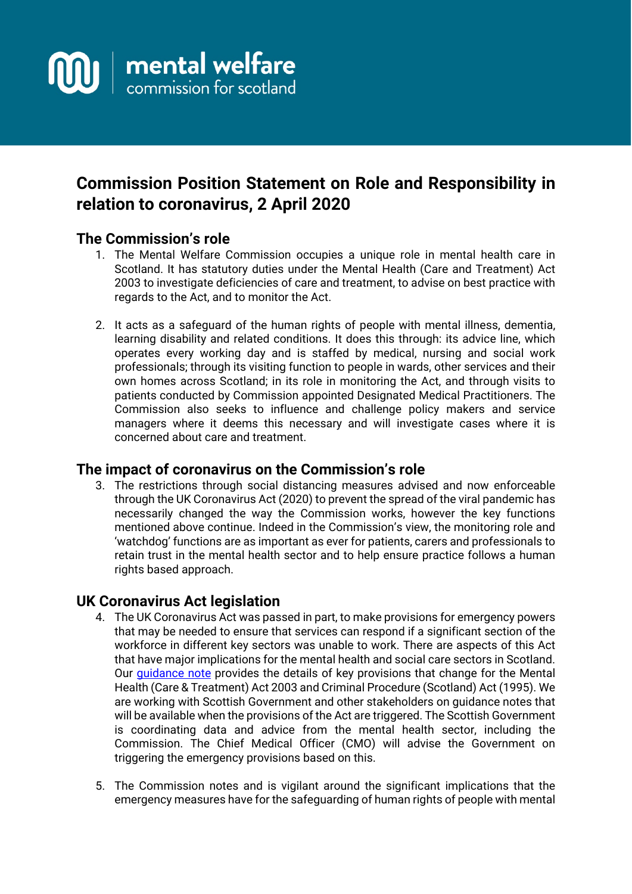mental welfare
commission for scotland

# Commission Position Statement on Role and Responsibility in relation to coronavirus, 2 April 2020

## The Commission's role

1. The Mental Welfare Commission occupies a unique role in mental health care in Scotland. It has statutory duties under the Mental Health (Care and Treatment) Act 2003 to investigate deficiencies of care and treatment, to advise on best practice with regards to the Act, and to monitor the Act.

2. It acts as a safeguard of the human rights of people with mental illness, dementia, learning disability and related conditions. It does this through: its advice line, which operates every working day and is staffed by medical, nursing and social work professionals; through its visiting function to people in wards, other services and their own homes across Scotland; in its role in monitoring the Act, and through visits to patients conducted by Commission appointed Designated Medical Practitioners. The Commission also seeks to influence and challenge policy makers and service managers where it deems this necessary and will investigate cases where it is concerned about care and treatment.

## The impact of coronavirus on the Commission's role

3. The restrictions through social distancing measures advised and now enforceable through the UK Coronavirus Act (2020) to prevent the spread of the viral pandemic has necessarily changed the way the Commission works, however the key functions mentioned above continue. Indeed in the Commission's view, the monitoring role and 'watchdog' functions are as important as ever for patients, carers and professionals to retain trust in the mental health sector and to help ensure practice follows a human rights based approach.

## UK Coronavirus Act legislation

4. The UK Coronavirus Act was passed in part, to make provisions for emergency powers that may be needed to ensure that services can respond if a significant section of the workforce in different key sectors was unable to work. There are aspects of this Act that have major implications for the mental health and social care sectors in Scotland. Our guidance note provides the details of key provisions that change for the Mental Health (Care & Treatment) Act 2003 and Criminal Procedure (Scotland) Act (1995). We are working with Scottish Government and other stakeholders on guidance notes that will be available when the provisions of the Act are triggered. The Scottish Government is coordinating data and advice from the mental health sector, including the Commission. The Chief Medical Officer (CMO) will advise the Government on triggering the emergency provisions based on this.

5. The Commission notes and is vigilant around the significant implications that the emergency measures have for the safeguarding of human rights of people with mental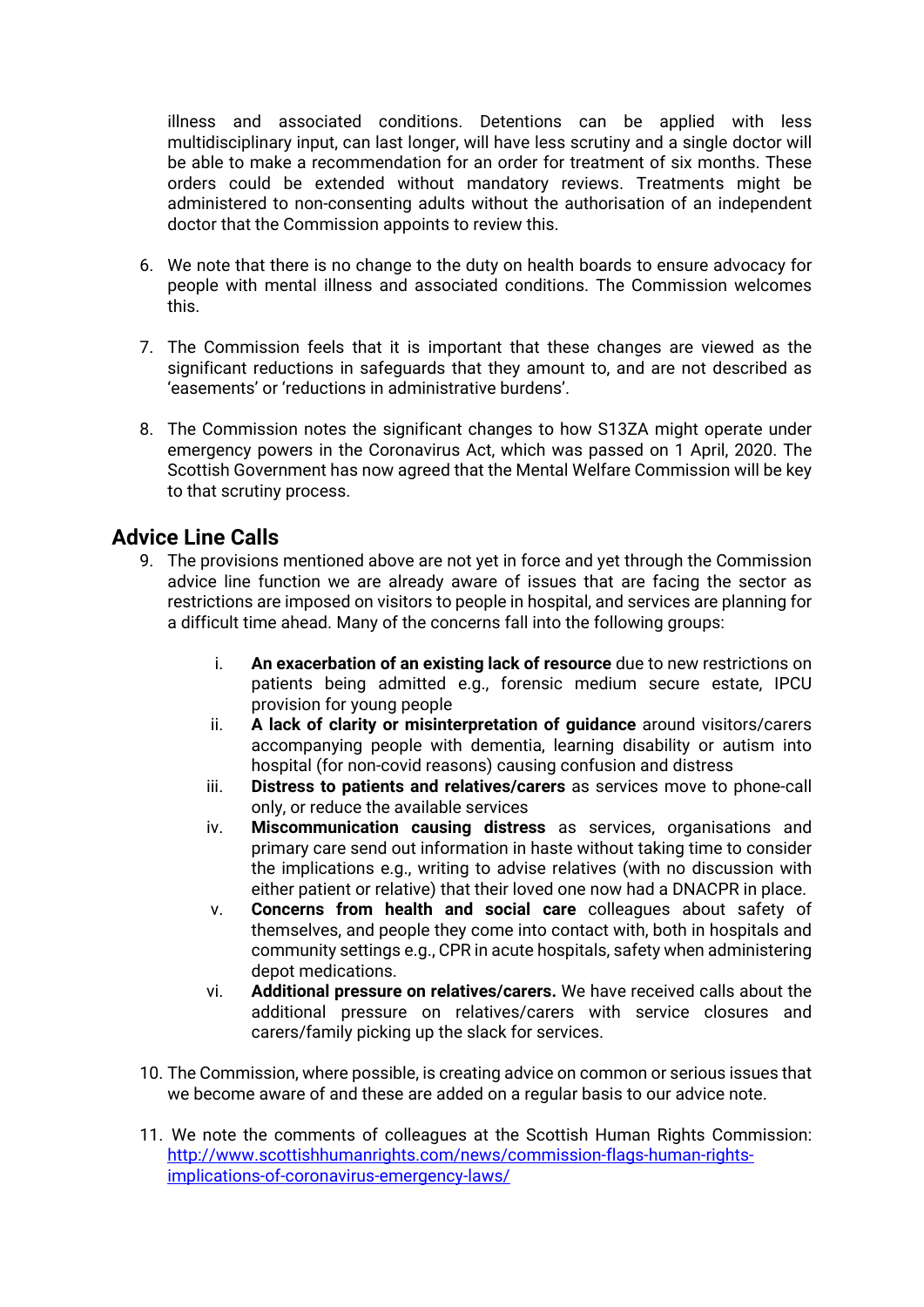illness and associated conditions. Detentions can be applied with less multidisciplinary input, can last longer, will have less scrutiny and a single doctor will be able to make a recommendation for an order for treatment of six months. These orders could be extended without mandatory reviews. Treatments might be administered to non-consenting adults without the authorisation of an independent doctor that the Commission appoints to review this.

6. We note that there is no change to the duty on health boards to ensure advocacy for people with mental illness and associated conditions. The Commission welcomes this.

7. The Commission feels that it is important that these changes are viewed as the significant reductions in safeguards that they amount to, and are not described as 'easements' or 'reductions in administrative burdens'.

8. The Commission notes the significant changes to how S13ZA might operate under emergency powers in the Coronavirus Act, which was passed on 1 April, 2020. The Scottish Government has now agreed that the Mental Welfare Commission will be key to that scrutiny process.

## Advice Line Calls

9. The provisions mentioned above are not yet in force and yet through the Commission advice line function we are already aware of issues that are facing the sector as restrictions are imposed on visitors to people in hospital, and services are planning for a difficult time ahead. Many of the concerns fall into the following groups:

   i. **An exacerbation of an existing lack of resource** due to new restrictions on patients being admitted e.g., forensic medium secure estate, IPCU provision for young people
   ii. **A lack of clarity or misinterpretation of guidance** around visitors/carers accompanying people with dementia, learning disability or autism into hospital (for non-covid reasons) causing confusion and distress
   iii. **Distress to patients and relatives/carers** as services move to phone-call only, or reduce the available services
   iv. **Miscommunication causing distress** as services, organisations and primary care send out information in haste without taking time to consider the implications e.g., writing to advise relatives (with no discussion with either patient or relative) that their loved one now had a DNACPR in place.
   v. **Concerns from health and social care** colleagues about safety of themselves, and people they come into contact with, both in hospitals and community settings e.g., CPR in acute hospitals, safety when administering depot medications.
   vi. **Additional pressure on relatives/carers.** We have received calls about the additional pressure on relatives/carers with service closures and carers/family picking up the slack for services.

10. The Commission, where possible, is creating advice on common or serious issues that we become aware of and these are added on a regular basis to our advice note.

11. We note the comments of colleagues at the Scottish Human Rights Commission: [http://www.scottishhumanrights.com/news/commission-flags-human-rights-implications-of-coronavirus-emergency-laws/](http://www.scottishhumanrights.com/news/commission-flags-human-rights-implications-of-coronavirus-emergency-laws/)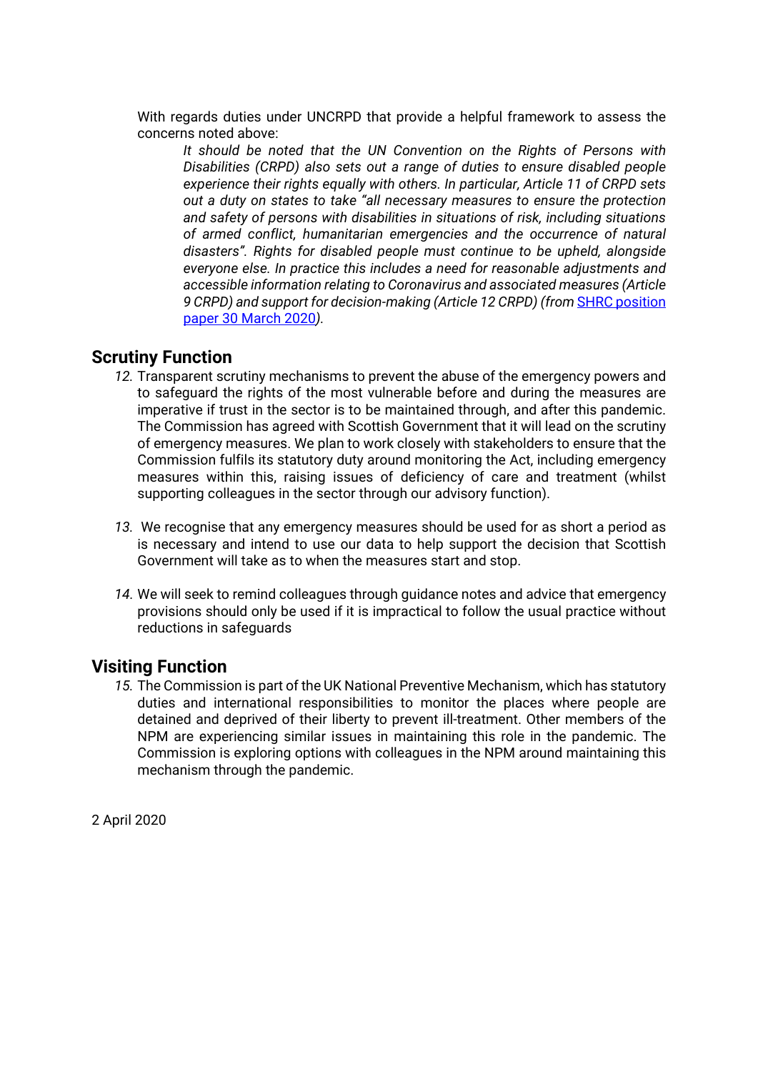With regards duties under UNCRPD that provide a helpful framework to assess the concerns noted above:

> *It should be noted that the UN Convention on the Rights of Persons with Disabilities (CRPD) also sets out a range of duties to ensure disabled people experience their rights equally with others. In particular, Article 11 of CRPD sets out a duty on states to take "all necessary measures to ensure the protection and safety of persons with disabilities in situations of risk, including situations of armed conflict, humanitarian emergencies and the occurrence of natural disasters". Rights for disabled people must continue to be upheld, alongside everyone else. In practice this includes a need for reasonable adjustments and accessible information relating to Coronavirus and associated measures (Article 9 CRPD) and support for decision-making (Article 12 CRPD) (from* SHRC position paper 30 March 2020*).*

## Scrutiny Function

12. Transparent scrutiny mechanisms to prevent the abuse of the emergency powers and to safeguard the rights of the most vulnerable before and during the measures are imperative if trust in the sector is to be maintained through, and after this pandemic. The Commission has agreed with Scottish Government that it will lead on the scrutiny of emergency measures. We plan to work closely with stakeholders to ensure that the Commission fulfils its statutory duty around monitoring the Act, including emergency measures within this, raising issues of deficiency of care and treatment (whilst supporting colleagues in the sector through our advisory function).

13. We recognise that any emergency measures should be used for as short a period as is necessary and intend to use our data to help support the decision that Scottish Government will take as to when the measures start and stop.

14. We will seek to remind colleagues through guidance notes and advice that emergency provisions should only be used if it is impractical to follow the usual practice without reductions in safeguards

## Visiting Function

15. The Commission is part of the UK National Preventive Mechanism, which has statutory duties and international responsibilities to monitor the places where people are detained and deprived of their liberty to prevent ill-treatment. Other members of the NPM are experiencing similar issues in maintaining this role in the pandemic. The Commission is exploring options with colleagues in the NPM around maintaining this mechanism through the pandemic.

2 April 2020